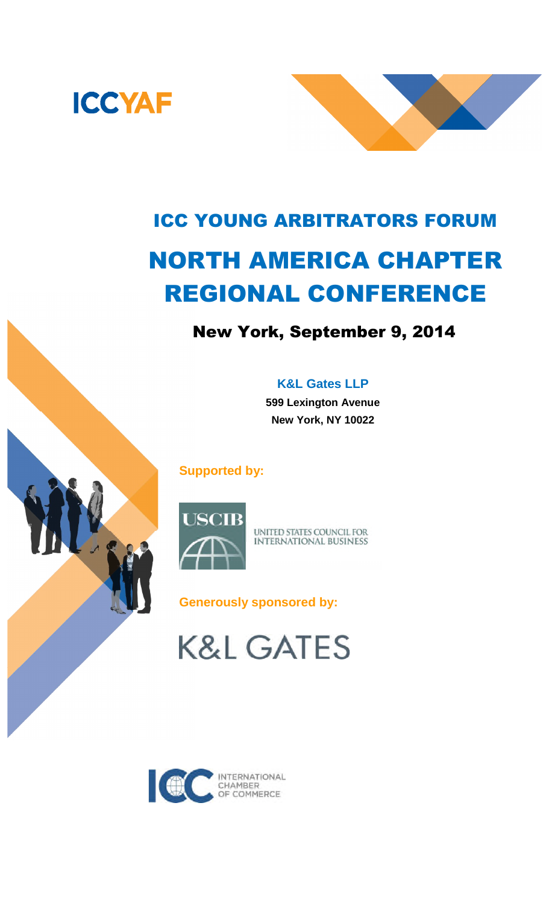ICCYAF

# ICC YOUNG ARBITRATORS FORUM

# NORTH AMERICA CHAPTER REGIONAL CONFERENCE

## New York, September 9, 2014

**K&L Gates LLP**
**599 Lexington Avenue**
**New York, NY 10022**

**Supported by:**

USCIB
UNITED STATES COUNCIL FOR INTERNATIONAL BUSINESS

**Generously sponsored by:**

K&L GATES

ICC INTERNATIONAL CHAMBER OF COMMERCE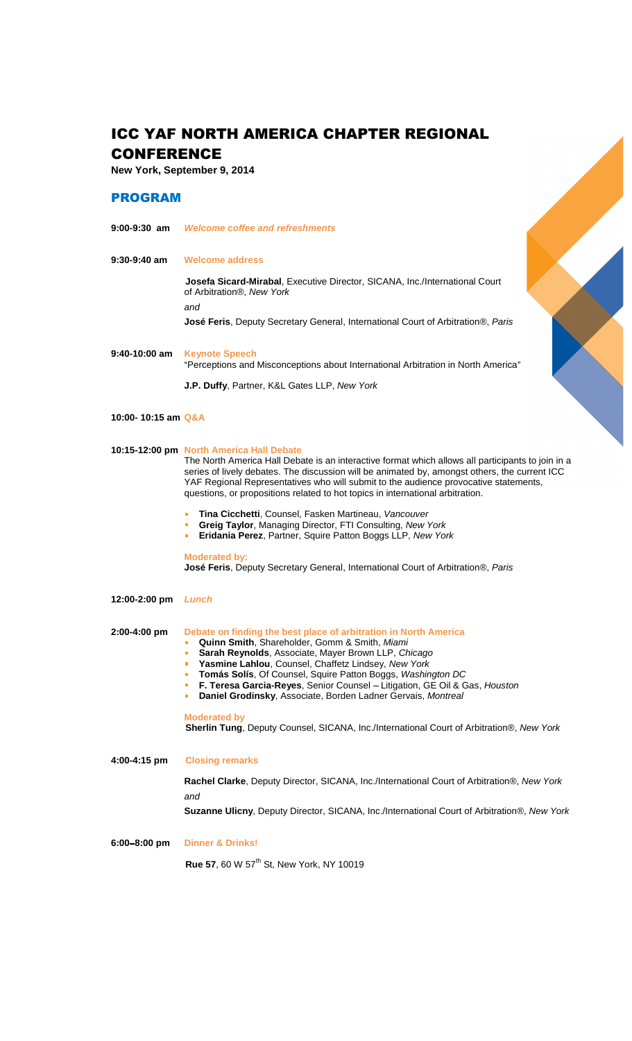# ICC YAF NORTH AMERICA CHAPTER REGIONAL CONFERENCE

**New York, September 9, 2014**

## PROGRAM

**9:00-9:30 am** ***Welcome coffee and refreshments***

**9:30-9:40 am** **Welcome address**

**Josefa Sicard-Mirabal**, Executive Director, SICANA, Inc./International Court of Arbitration®, *New York*

*and*

**José Feris**, Deputy Secretary General, International Court of Arbitration®, *Paris*

**9:40-10:00 am** **Keynote Speech**

"Perceptions and Misconceptions about International Arbitration in North America"

**J.P. Duffy**, Partner, K&L Gates LLP, *New York*

**10:00- 10:15 am** **Q&A**

**10:15-12:00 pm** **North America Hall Debate**

The North America Hall Debate is an interactive format which allows all participants to join in a series of lively debates. The discussion will be animated by, amongst others, the current ICC YAF Regional Representatives who will submit to the audience provocative statements, questions, or propositions related to hot topics in international arbitration.

- **Tina Cicchetti**, Counsel, Fasken Martineau, *Vancouver*
- **Greig Taylor**, Managing Director, FTI Consulting, *New York*
- **Eridania Perez**, Partner, Squire Patton Boggs LLP, *New York*

**Moderated by:**

**José Feris**, Deputy Secretary General, International Court of Arbitration®, *Paris*

**12:00-2:00 pm** ***Lunch***

**2:00-4:00 pm** **Debate on finding the best place of arbitration in North America**

- **Quinn Smith**, Shareholder, Gomm & Smith, *Miami*
- **Sarah Reynolds**, Associate, Mayer Brown LLP, *Chicago*
- **Yasmine Lahlou**, Counsel, Chaffetz Lindsey, *New York*
- **Tomás Solís**, Of Counsel, Squire Patton Boggs, *Washington DC*
- **F. Teresa Garcia-Reyes**, Senior Counsel – Litigation, GE Oil & Gas, *Houston*
- **Daniel Grodinsky**, Associate, Borden Ladner Gervais, *Montreal*

**Moderated by**

**Sherlin Tung**, Deputy Counsel, SICANA, Inc./International Court of Arbitration®, *New York*

**4:00-4:15 pm** **Closing remarks**

**Rachel Clarke**, Deputy Director, SICANA, Inc./International Court of Arbitration®, *New York*

*and*

**Suzanne Ulicny**, Deputy Director, SICANA, Inc./International Court of Arbitration®, *New York*

**6:00–8:00 pm** **Dinner & Drinks!**

**Rue 57**, 60 W 57th St, New York, NY 10019